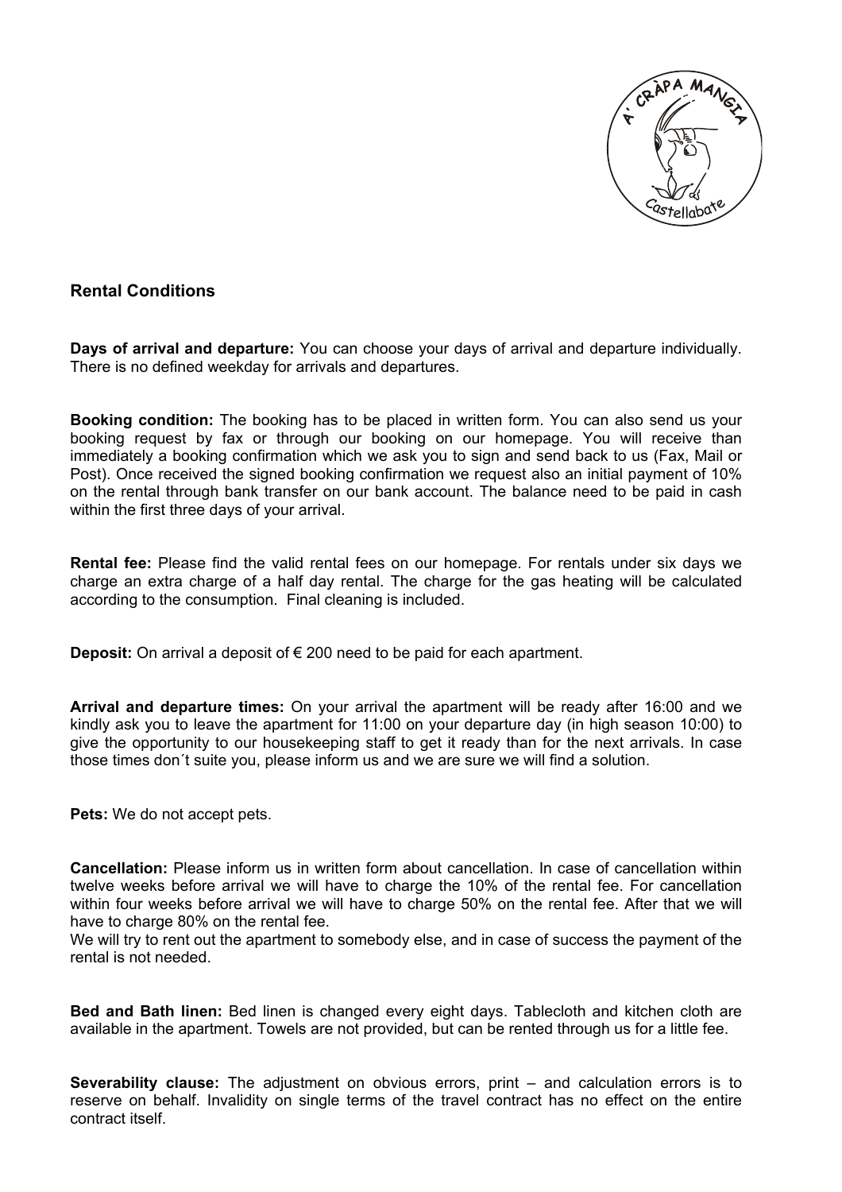## Rental Conditions

**Days of arrival and departure:** You can choose your days of arrival and departure individually. There is no defined weekday for arrivals and departures.

**Booking condition:** The booking has to be placed in written form. You can also send us your booking request by fax or through our booking on our homepage. You will receive than immediately a booking confirmation which we ask you to sign and send back to us (Fax, Mail or Post). Once received the signed booking confirmation we request also an initial payment of 10% on the rental through bank transfer on our bank account. The balance need to be paid in cash within the first three days of your arrival.

**Rental fee:** Please find the valid rental fees on our homepage. For rentals under six days we charge an extra charge of a half day rental. The charge for the gas heating will be calculated according to the consumption. Final cleaning is included.

**Deposit:** On arrival a deposit of € 200 need to be paid for each apartment.

**Arrival and departure times:** On your arrival the apartment will be ready after 16:00 and we kindly ask you to leave the apartment for 11:00 on your departure day (in high season 10:00) to give the opportunity to our housekeeping staff to get it ready than for the next arrivals. In case those times don´t suite you, please inform us and we are sure we will find a solution.

**Pets:** We do not accept pets.

**Cancellation:** Please inform us in written form about cancellation. In case of cancellation within twelve weeks before arrival we will have to charge the 10% of the rental fee. For cancellation within four weeks before arrival we will have to charge 50% on the rental fee. After that we will have to charge 80% on the rental fee.
We will try to rent out the apartment to somebody else, and in case of success the payment of the rental is not needed.

**Bed and Bath linen:** Bed linen is changed every eight days. Tablecloth and kitchen cloth are available in the apartment. Towels are not provided, but can be rented through us for a little fee.

**Severability clause:** The adjustment on obvious errors, print – and calculation errors is to reserve on behalf. Invalidity on single terms of the travel contract has no effect on the entire contract itself.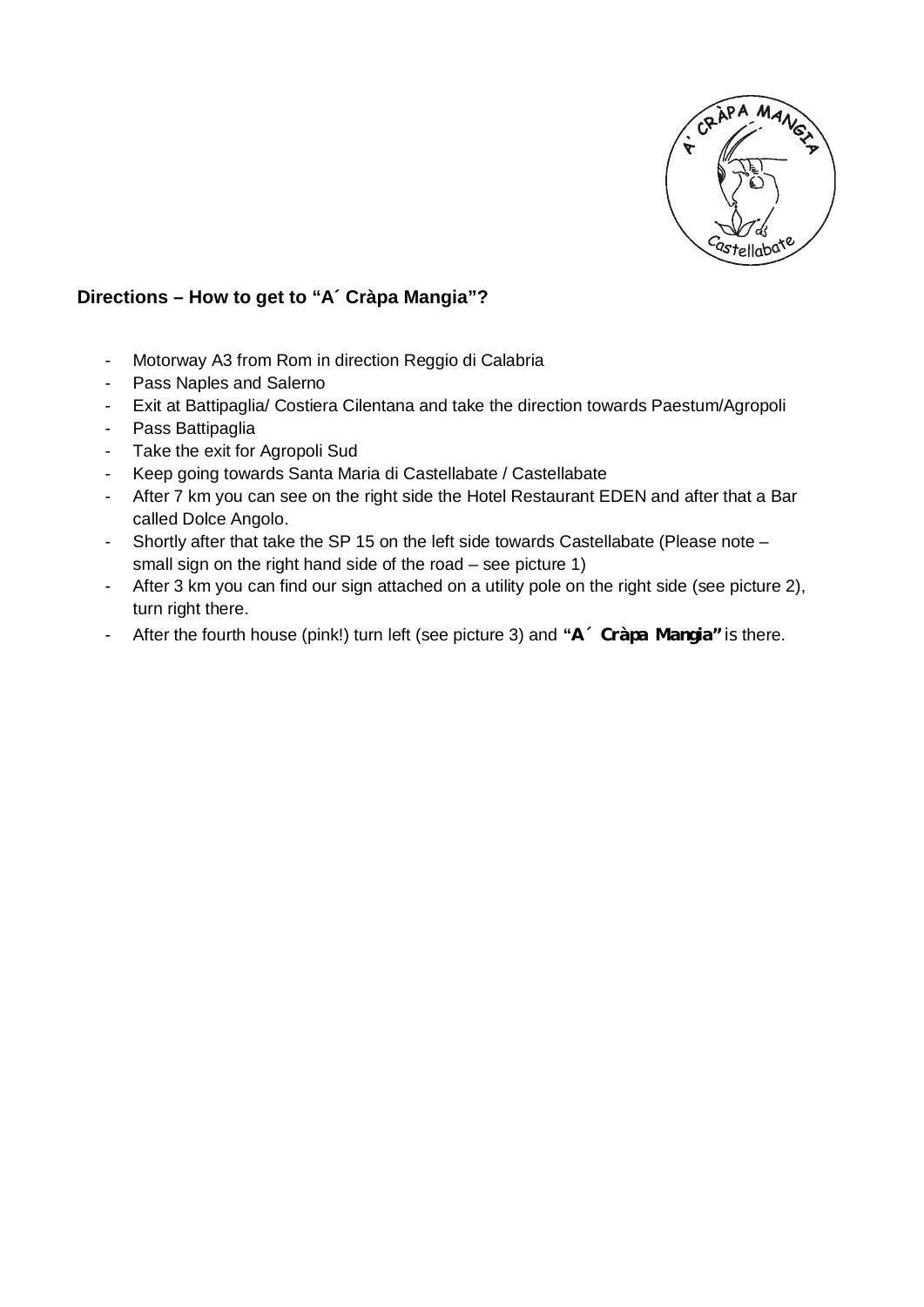**Directions – How to get to "A´ Cràpa Mangia"?**

- Motorway A3 from Rom in direction Reggio di Calabria
- Pass Naples and Salerno
- Exit at Battipaglia/ Costiera Cilentana and take the direction towards Paestum/Agropoli
- Pass Battipaglia
- Take the exit for Agropoli Sud
- Keep going towards Santa Maria di Castellabate / Castellabate
- After 7 km you can see on the right side the Hotel Restaurant EDEN and after that a Bar called Dolce Angolo.
- Shortly after that take the SP 15 on the left side towards Castellabate (Please note – small sign on the right hand side of the road – see picture 1)
- After 3 km you can find our sign attached on a utility pole on the right side (see picture 2), turn right there.
- After the fourth house (pink!) turn left (see picture 3) and **"A´ Cràpa Mangia"** is there.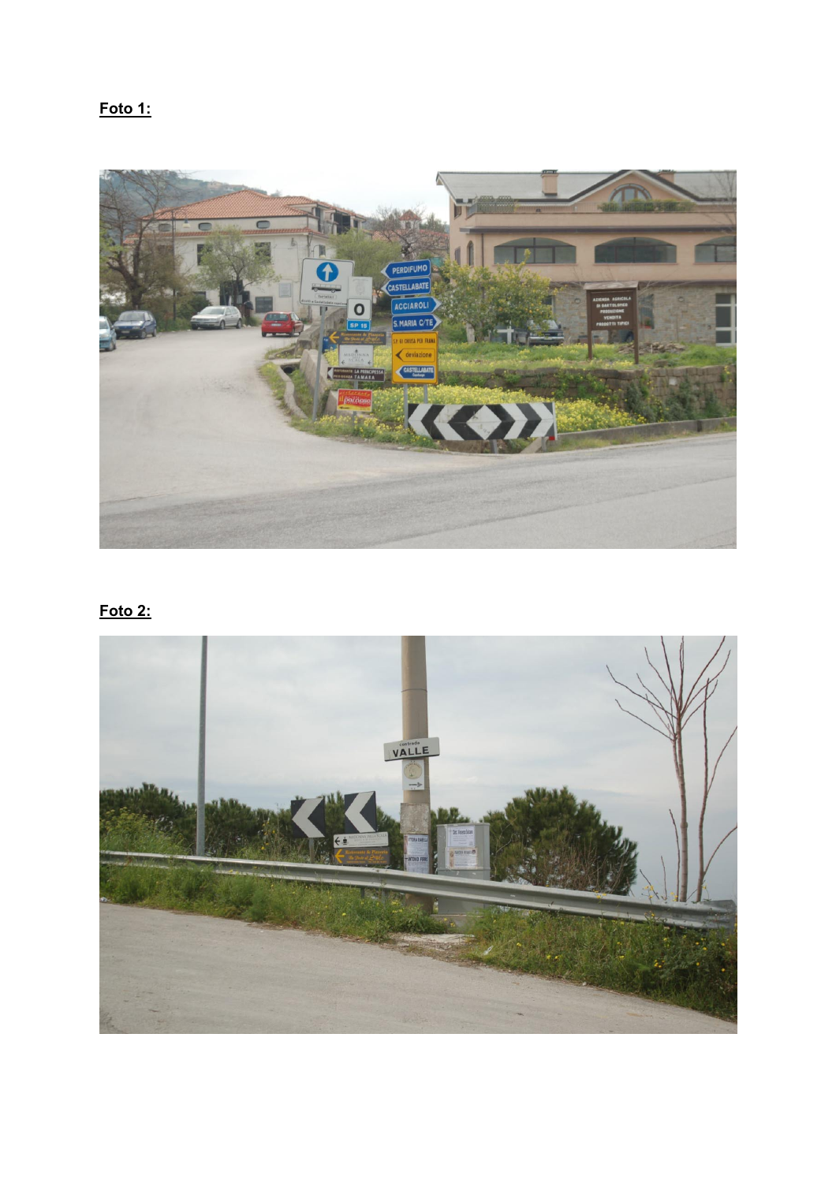**Foto 1:**

**Foto 2:**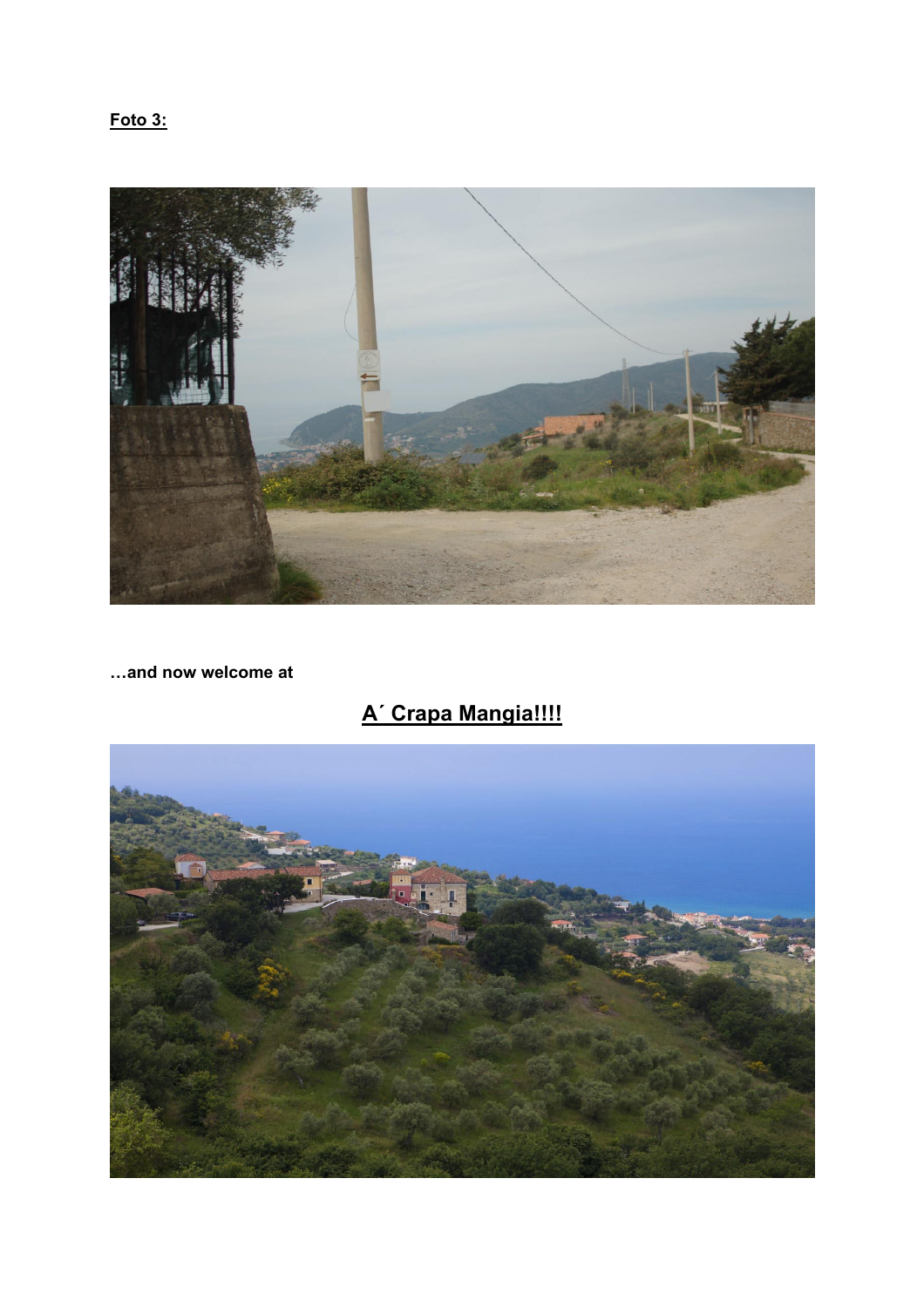**Foto 3:**

**…and now welcome at**

## A´ Crapa Mangia!!!!